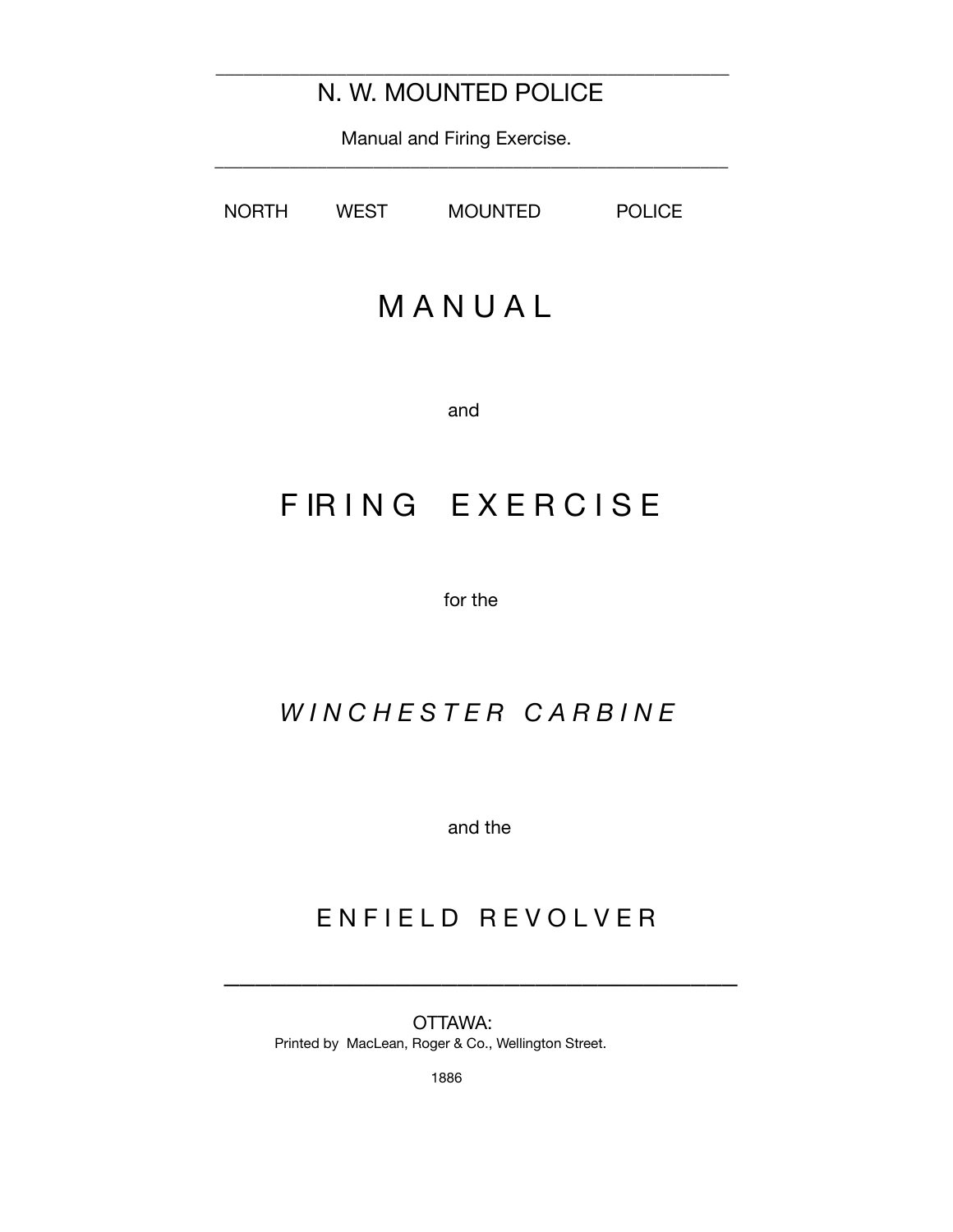---

N. W. MOUNTED POLICE

Manual and Firing Exercise.

---

NORTH WEST MOUNTED POLICE

# MANUAL

and

# FIRING EXERCISE

for the

## *WINCHESTER CARBINE*

and the

## ENFIELD REVOLVER

---

OTTAWA:
Printed by MacLean, Roger & Co., Wellington Street.

1886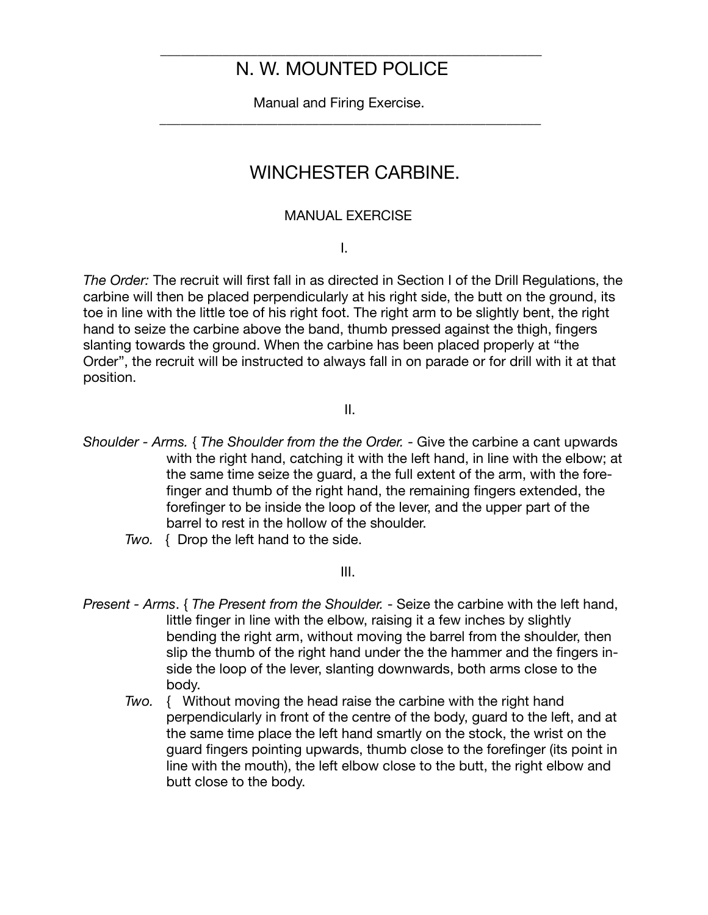# N. W. MOUNTED POLICE

Manual and Firing Exercise.

## WINCHESTER CARBINE.

### MANUAL EXERCISE

I.

*The Order:* The recruit will first fall in as directed in Section I of the Drill Regulations, the carbine will then be placed perpendicularly at his right side, the butt on the ground, its toe in line with the little toe of his right foot. The right arm to be slightly bent, the right hand to seize the carbine above the band, thumb pressed against the thigh, fingers slanting towards the ground. When the carbine has been placed properly at "the Order", the recruit will be instructed to always fall in on parade or for drill with it at that position.

II.

*Shoulder - Arms.* { *The Shoulder from the the Order.* - Give the carbine a cant upwards with the right hand, catching it with the left hand, in line with the elbow; at the same time seize the guard, a the full extent of the arm, with the fore-finger and thumb of the right hand, the remaining fingers extended, the forefinger to be inside the loop of the lever, and the upper part of the barrel to rest in the hollow of the shoulder.

*Two.* { Drop the left hand to the side.

III.

*Present - Arms*. { *The Present from the Shoulder.* - Seize the carbine with the left hand, little finger in line with the elbow, raising it a few inches by slightly bending the right arm, without moving the barrel from the shoulder, then slip the thumb of the right hand under the the hammer and the fingers in-side the loop of the lever, slanting downwards, both arms close to the body.

*Two.* { Without moving the head raise the carbine with the right hand perpendicularly in front of the centre of the body, guard to the left, and at the same time place the left hand smartly on the stock, the wrist on the guard fingers pointing upwards, thumb close to the forefinger (its point in line with the mouth), the left elbow close to the butt, the right elbow and butt close to the body.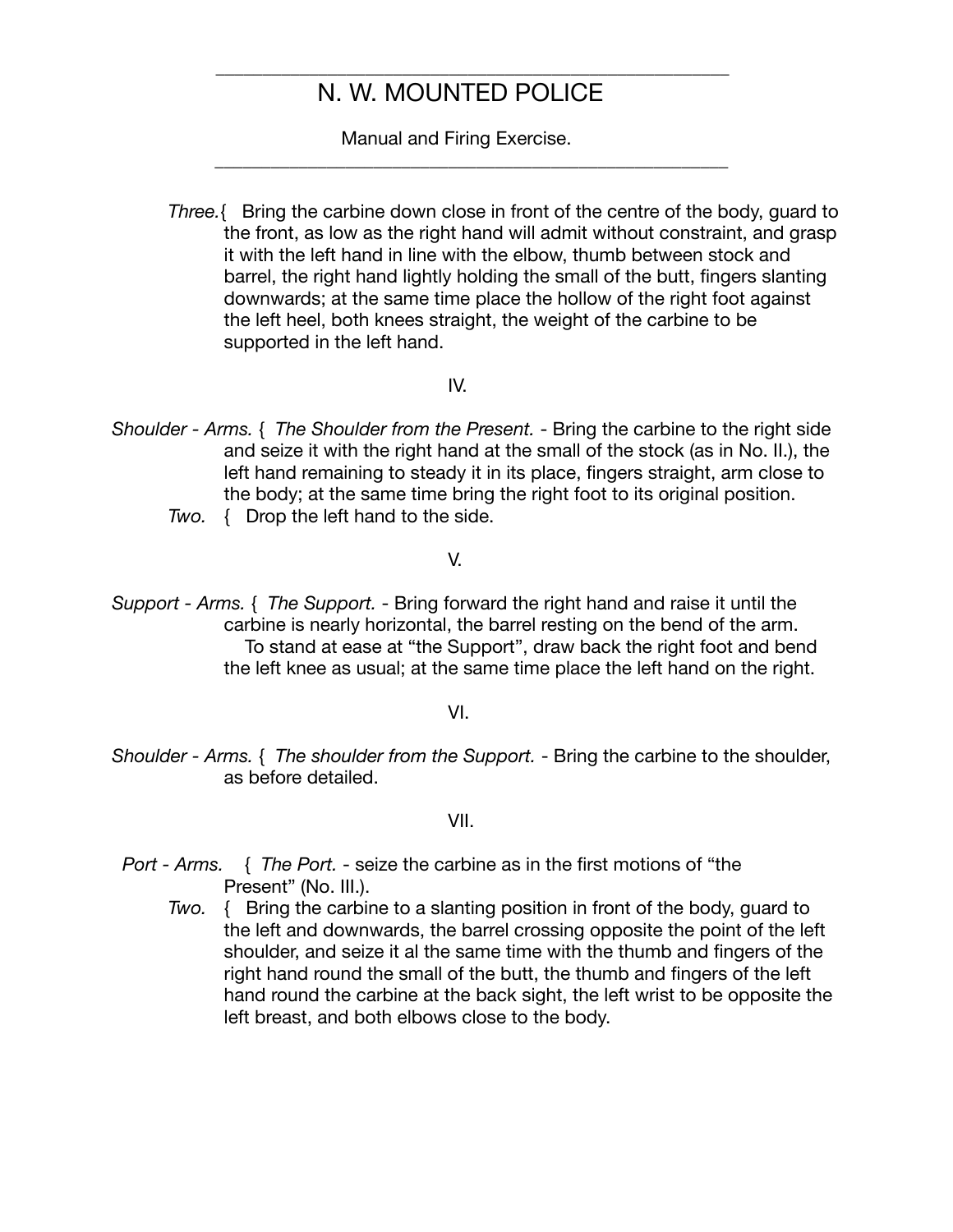*Three.*{ Bring the carbine down close in front of the centre of the body, guard to the front, as low as the right hand will admit without constraint, and grasp it with the left hand in line with the elbow, thumb between stock and barrel, the right hand lightly holding the small of the butt, fingers slanting downwards; at the same time place the hollow of the right foot against the left heel, both knees straight, the weight of the carbine to be supported in the left hand.

IV.

*Shoulder - Arms.* { *The Shoulder from the Present.* - Bring the carbine to the right side and seize it with the right hand at the small of the stock (as in No. II.), the left hand remaining to steady it in its place, fingers straight, arm close to the body; at the same time bring the right foot to its original position.

*Two.* { Drop the left hand to the side.

V.

*Support - Arms.* { *The Support.* - Bring forward the right hand and raise it until the carbine is nearly horizontal, the barrel resting on the bend of the arm.

To stand at ease at "the Support", draw back the right foot and bend the left knee as usual; at the same time place the left hand on the right.

VI.

*Shoulder - Arms.* { *The shoulder from the Support.* - Bring the carbine to the shoulder, as before detailed.

VII.

*Port - Arms.* { *The Port.* - seize the carbine as in the first motions of "the Present" (No. III.).

*Two.* { Bring the carbine to a slanting position in front of the body, guard to the left and downwards, the barrel crossing opposite the point of the left shoulder, and seize it al the same time with the thumb and fingers of the right hand round the small of the butt, the thumb and fingers of the left hand round the carbine at the back sight, the left wrist to be opposite the left breast, and both elbows close to the body.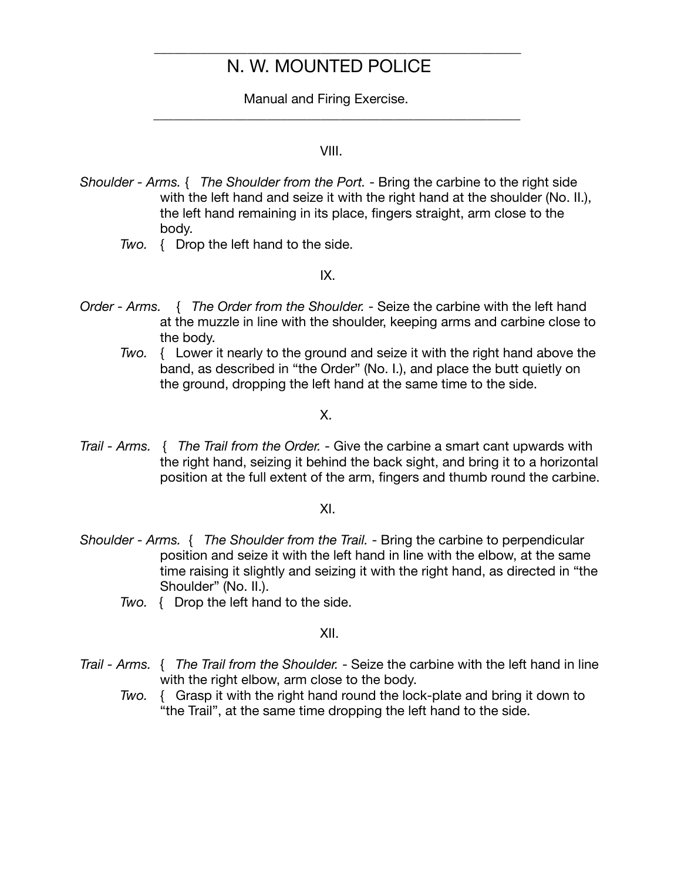# N. W. MOUNTED POLICE

Manual and Firing Exercise.

VIII.

*Shoulder - Arms.* { *The Shoulder from the Port.* - Bring the carbine to the right side with the left hand and seize it with the right hand at the shoulder (No. II.), the left hand remaining in its place, fingers straight, arm close to the body.

*Two.* { Drop the left hand to the side.

IX.

*Order - Arms.* { *The Order from the Shoulder.* - Seize the carbine with the left hand at the muzzle in line with the shoulder, keeping arms and carbine close to the body.

*Two.* { Lower it nearly to the ground and seize it with the right hand above the band, as described in "the Order" (No. I.), and place the butt quietly on the ground, dropping the left hand at the same time to the side.

X.

*Trail - Arms.* { *The Trail from the Order.* - Give the carbine a smart cant upwards with the right hand, seizing it behind the back sight, and bring it to a horizontal position at the full extent of the arm, fingers and thumb round the carbine.

XI.

*Shoulder - Arms.* { *The Shoulder from the Trail.* - Bring the carbine to perpendicular position and seize it with the left hand in line with the elbow, at the same time raising it slightly and seizing it with the right hand, as directed in "the Shoulder" (No. II.).

*Two.* { Drop the left hand to the side.

XII.

*Trail - Arms.* { *The Trail from the Shoulder.* - Seize the carbine with the left hand in line with the right elbow, arm close to the body.

*Two.* { Grasp it with the right hand round the lock-plate and bring it down to "the Trail", at the same time dropping the left hand to the side.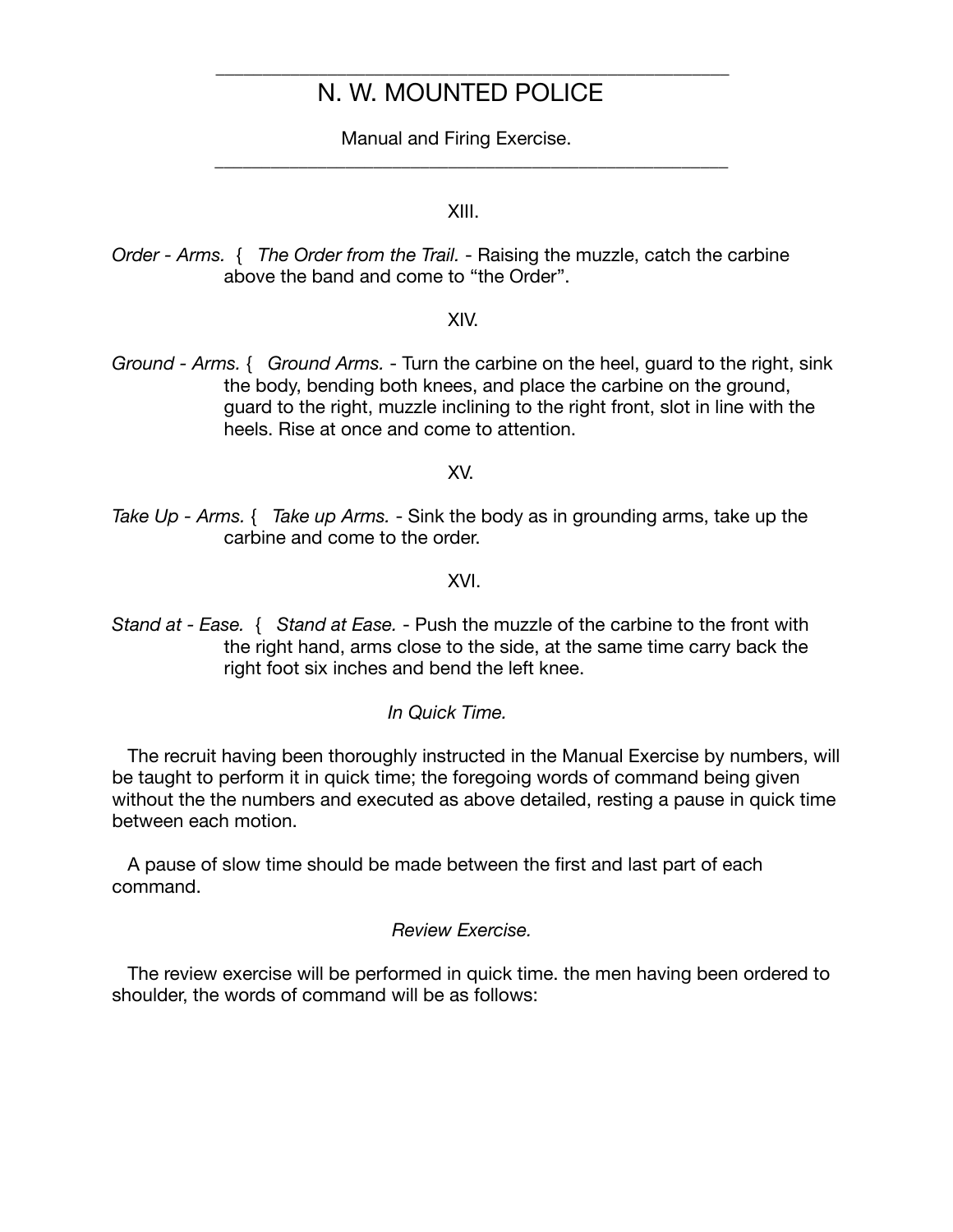# N. W. MOUNTED POLICE

Manual and Firing Exercise.

XIII.

*Order - Arms.* { *The Order from the Trail.* - Raising the muzzle, catch the carbine above the band and come to "the Order".

XIV.

*Ground - Arms.* { *Ground Arms.* - Turn the carbine on the heel, guard to the right, sink the body, bending both knees, and place the carbine on the ground, guard to the right, muzzle inclining to the right front, slot in line with the heels. Rise at once and come to attention.

XV.

*Take Up - Arms.* { *Take up Arms.* - Sink the body as in grounding arms, take up the carbine and come to the order.

XVI.

*Stand at - Ease.* { *Stand at Ease.* - Push the muzzle of the carbine to the front with the right hand, arms close to the side, at the same time carry back the right foot six inches and bend the left knee.

*In Quick Time.*

The recruit having been thoroughly instructed in the Manual Exercise by numbers, will be taught to perform it in quick time; the foregoing words of command being given without the the numbers and executed as above detailed, resting a pause in quick time between each motion.

A pause of slow time should be made between the first and last part of each command.

*Review Exercise.*

The review exercise will be performed in quick time. the men having been ordered to shoulder, the words of command will be as follows: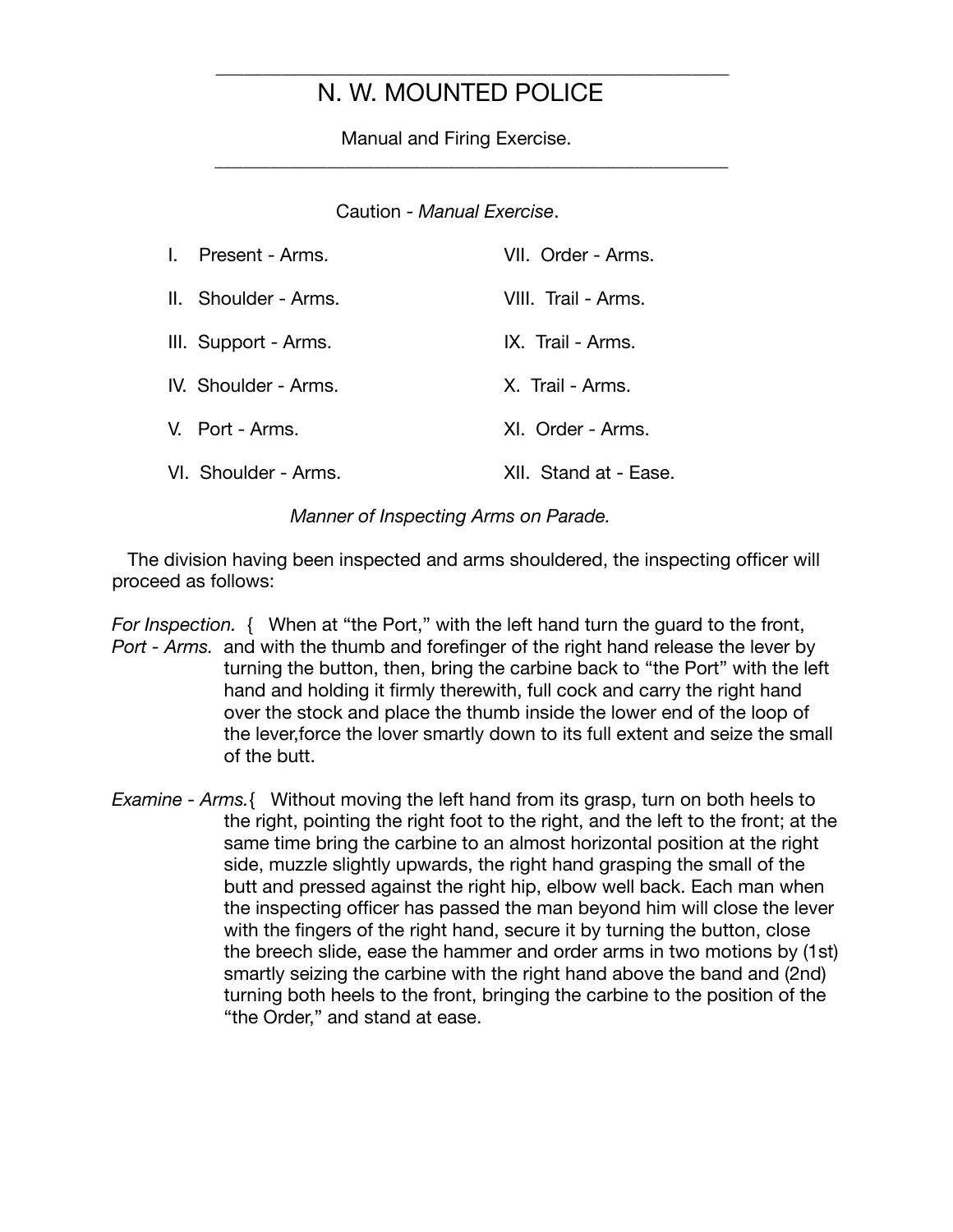# N. W. MOUNTED POLICE

Manual and Firing Exercise.

Caution - *Manual Exercise*.

I. Present - Arms.

II. Shoulder - Arms.

III. Support - Arms.

IV. Shoulder - Arms.

V. Port - Arms.

VI. Shoulder - Arms.

VII. Order - Arms.

VIII. Trail - Arms.

IX. Trail - Arms.

X. Trail - Arms.

XI. Order - Arms.

XII. Stand at - Ease.

*Manner of Inspecting Arms on Parade.*

The division having been inspected and arms shouldered, the inspecting officer will proceed as follows:

*For Inspection. Port - Arms.* { When at "the Port," with the left hand turn the guard to the front, and with the thumb and forefinger of the right hand release the lever by turning the button, then, bring the carbine back to "the Port" with the left hand and holding it firmly therewith, full cock and carry the right hand over the stock and place the thumb inside the lower end of the loop of the lever,force the lover smartly down to its full extent and seize the small of the butt.

*Examine - Arms.* { Without moving the left hand from its grasp, turn on both heels to the right, pointing the right foot to the right, and the left to the front; at the same time bring the carbine to an almost horizontal position at the right side, muzzle slightly upwards, the right hand grasping the small of the butt and pressed against the right hip, elbow well back. Each man when the inspecting officer has passed the man beyond him will close the lever with the fingers of the right hand, secure it by turning the button, close the breech slide, ease the hammer and order arms in two motions by (1st) smartly seizing the carbine with the right hand above the band and (2nd) turning both heels to the front, bringing the carbine to the position of the "the Order," and stand at ease.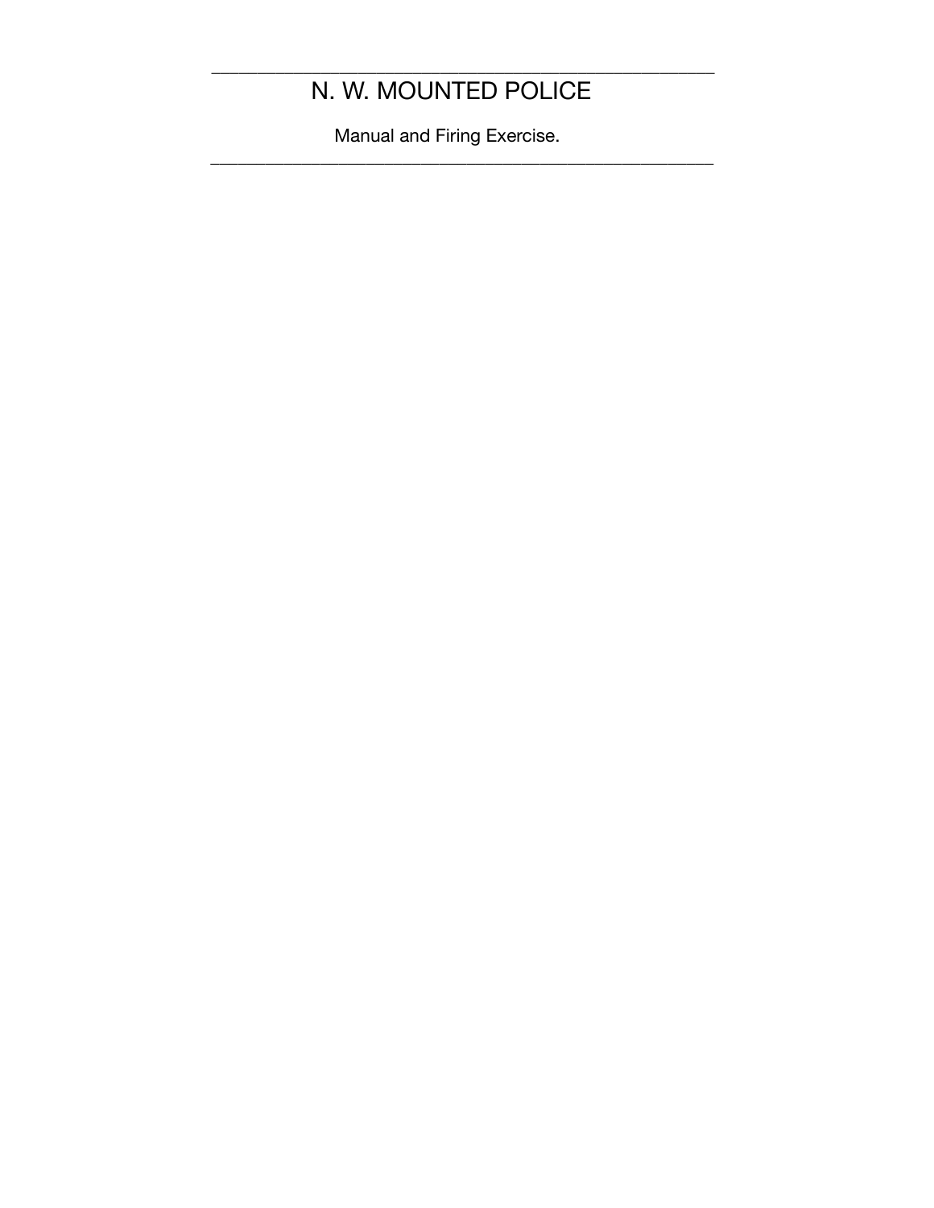---

# N. W. MOUNTED POLICE

Manual and Firing Exercise.

---